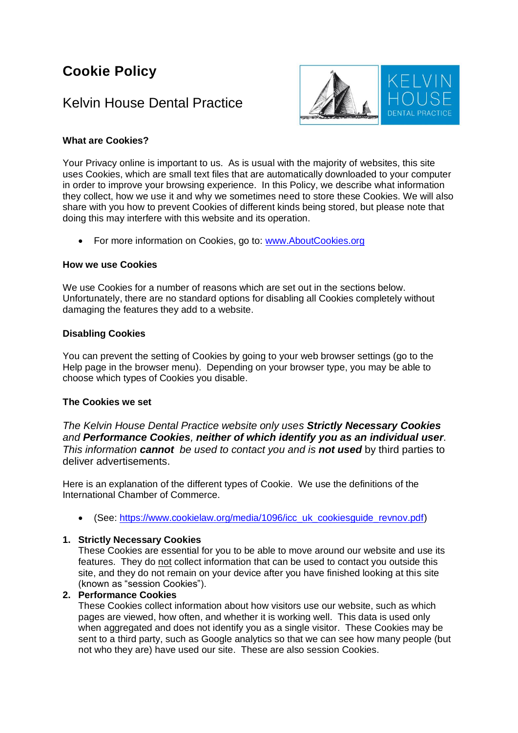# Cookie Policy

## Kelvin House Dental Practice

### What are Cookies?

Your Privacy online is important to us. As is usual with the majority of websites, this site uses Cookies, which are small text files that are automatically downloaded to your computer in order to improve your browsing experience. In this Policy, we describe what information they collect, how we use it and why we sometimes need to store these Cookies. We will also share with you how to prevent Cookies of different kinds being stored, but please note that doing this may interfere with this website and its operation.

- For more information on Cookies, go to: [www.AboutCookies.org](http://www.AboutCookies.org)

### How we use Cookies

We use Cookies for a number of reasons which are set out in the sections below. Unfortunately, there are no standard options for disabling all Cookies completely without damaging the features they add to a website.

### Disabling Cookies

You can prevent the setting of Cookies by going to your web browser settings (go to the Help page in the browser menu). Depending on your browser type, you may be able to choose which types of Cookies you disable.

### The Cookies we set

*The Kelvin House Dental Practice website only uses* ***Strictly Necessary Cookies*** *and* ***Performance Cookies****,* ***neither of which identify you as an individual user****. This information* ***cannot*** *be used to contact you and is* ***not used*** by third parties to deliver advertisements.

Here is an explanation of the different types of Cookie. We use the definitions of the International Chamber of Commerce.

- (See: [https://www.cookielaw.org/media/1096/icc_uk_cookiesguide_revnov.pdf](https://www.cookielaw.org/media/1096/icc_uk_cookiesguide_revnov.pdf))

1. **Strictly Necessary Cookies**
   These Cookies are essential for you to be able to move around our website and use its features. They do <u>not</u> collect information that can be used to contact you outside this site, and they do not remain on your device after you have finished looking at this site (known as "session Cookies").
2. **Performance Cookies**
   These Cookies collect information about how visitors use our website, such as which pages are viewed, how often, and whether it is working well. This data is used only when aggregated and does not identify you as a single visitor. These Cookies may be sent to a third party, such as Google analytics so that we can see how many people (but not who they are) have used our site. These are also session Cookies.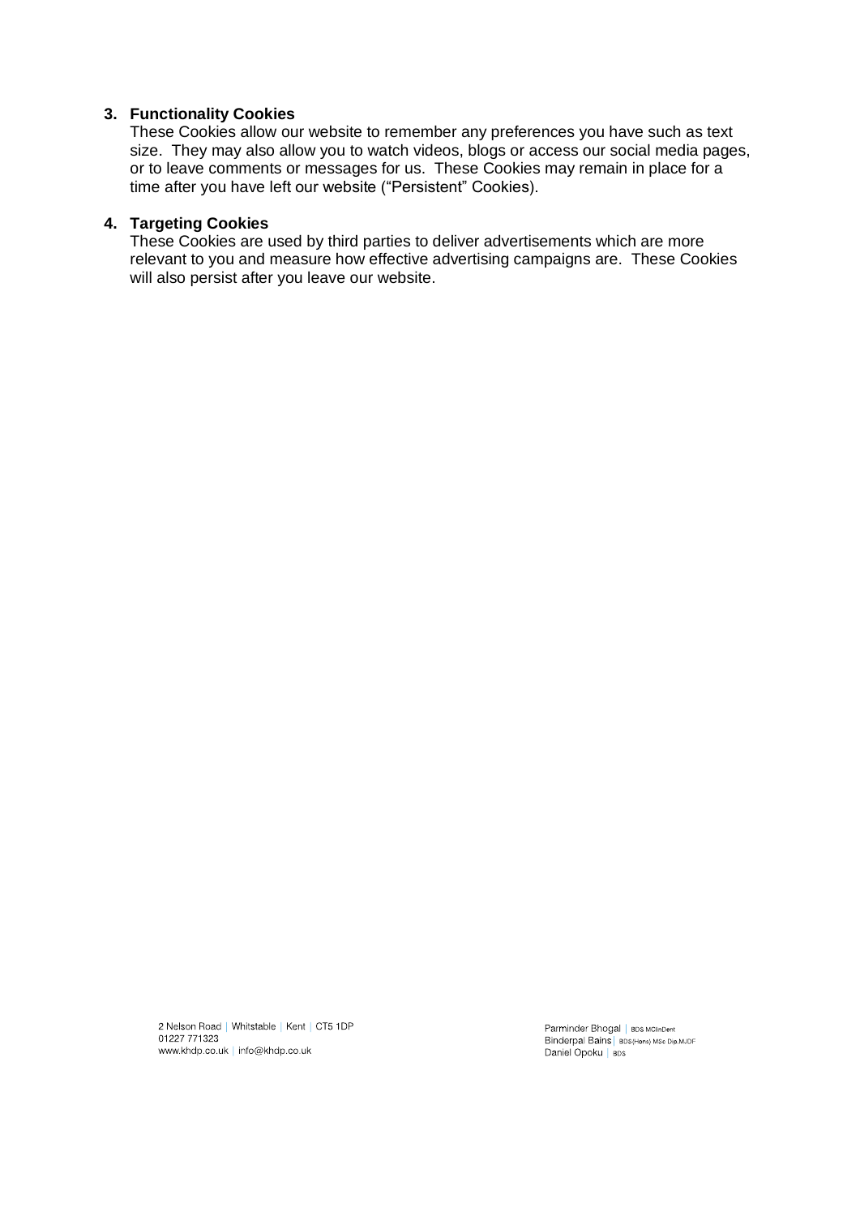3. **Functionality Cookies**
   These Cookies allow our website to remember any preferences you have such as text size. They may also allow you to watch videos, blogs or access our social media pages, or to leave comments or messages for us. These Cookies may remain in place for a time after you have left our website ("Persistent" Cookies).

4. **Targeting Cookies**
   These Cookies are used by third parties to deliver advertisements which are more relevant to you and measure how effective advertising campaigns are. These Cookies will also persist after you leave our website.